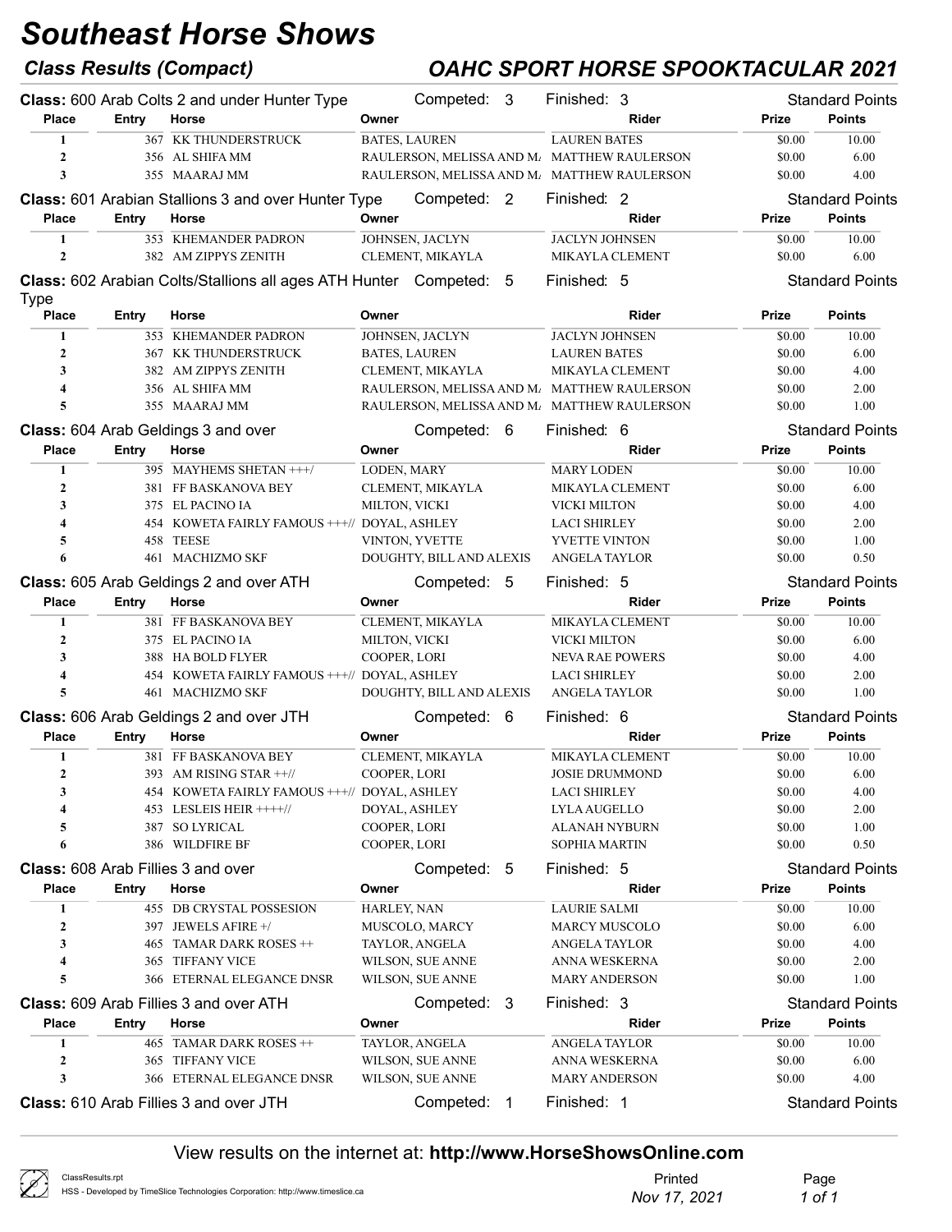# Southeast Horse Shows

## Class Results (Compact) — OAHC SPORT HORSE SPOOKTACULAR 2021

**Class:** 600 Arab Colts 2 and under Hunter Type — Competed: 3 — Finished: 3 — Standard Points

| Place | Entry | Horse | Owner | Rider | Prize | Points |
|---|---|---|---|---|---|---|
| 1 | 367 | KK THUNDERSTRUCK | BATES, LAUREN | LAUREN BATES | $0.00 | 10.00 |
| 2 | 356 | AL SHIFA MM | RAULERSON, MELISSA AND M/ | MATTHEW RAULERSON | $0.00 | 6.00 |
| 3 | 355 | MAARAJ MM | RAULERSON, MELISSA AND M/ | MATTHEW RAULERSON | $0.00 | 4.00 |

**Class:** 601 Arabian Stallions 3 and over Hunter Type — Competed: 2 — Finished: 2 — Standard Points

| Place | Entry | Horse | Owner | Rider | Prize | Points |
|---|---|---|---|---|---|---|
| 1 | 353 | KHEMANDER PADRON | JOHNSEN, JACLYN | JACLYN JOHNSEN | $0.00 | 10.00 |
| 2 | 382 | AM ZIPPYS ZENITH | CLEMENT, MIKAYLA | MIKAYLA CLEMENT | $0.00 | 6.00 |

**Class:** 602 Arabian Colts/Stallions all ages ATH Hunter Type — Competed: 5 — Finished: 5 — Standard Points

| Place | Entry | Horse | Owner | Rider | Prize | Points |
|---|---|---|---|---|---|---|
| 1 | 353 | KHEMANDER PADRON | JOHNSEN, JACLYN | JACLYN JOHNSEN | $0.00 | 10.00 |
| 2 | 367 | KK THUNDERSTRUCK | BATES, LAUREN | LAUREN BATES | $0.00 | 6.00 |
| 3 | 382 | AM ZIPPYS ZENITH | CLEMENT, MIKAYLA | MIKAYLA CLEMENT | $0.00 | 4.00 |
| 4 | 356 | AL SHIFA MM | RAULERSON, MELISSA AND M/ | MATTHEW RAULERSON | $0.00 | 2.00 |
| 5 | 355 | MAARAJ MM | RAULERSON, MELISSA AND M/ | MATTHEW RAULERSON | $0.00 | 1.00 |

**Class:** 604 Arab Geldings 3 and over — Competed: 6 — Finished: 6 — Standard Points

| Place | Entry | Horse | Owner | Rider | Prize | Points |
|---|---|---|---|---|---|---|
| 1 | 395 | MAYHEMS SHETAN +++/ | LODEN, MARY | MARY LODEN | $0.00 | 10.00 |
| 2 | 381 | FF BASKANOVA BEY | CLEMENT, MIKAYLA | MIKAYLA CLEMENT | $0.00 | 6.00 |
| 3 | 375 | EL PACINO IA | MILTON, VICKI | VICKI MILTON | $0.00 | 4.00 |
| 4 | 454 | KOWETA FAIRLY FAMOUS +++// | DOYAL, ASHLEY | LACI SHIRLEY | $0.00 | 2.00 |
| 5 | 458 | TEESE | VINTON, YVETTE | YVETTE VINTON | $0.00 | 1.00 |
| 6 | 461 | MACHIZMO SKF | DOUGHTY, BILL AND ALEXIS | ANGELA TAYLOR | $0.00 | 0.50 |

**Class:** 605 Arab Geldings 2 and over ATH — Competed: 5 — Finished: 5 — Standard Points

| Place | Entry | Horse | Owner | Rider | Prize | Points |
|---|---|---|---|---|---|---|
| 1 | 381 | FF BASKANOVA BEY | CLEMENT, MIKAYLA | MIKAYLA CLEMENT | $0.00 | 10.00 |
| 2 | 375 | EL PACINO IA | MILTON, VICKI | VICKI MILTON | $0.00 | 6.00 |
| 3 | 388 | HA BOLD FLYER | COOPER, LORI | NEVA RAE POWERS | $0.00 | 4.00 |
| 4 | 454 | KOWETA FAIRLY FAMOUS +++// | DOYAL, ASHLEY | LACI SHIRLEY | $0.00 | 2.00 |
| 5 | 461 | MACHIZMO SKF | DOUGHTY, BILL AND ALEXIS | ANGELA TAYLOR | $0.00 | 1.00 |

**Class:** 606 Arab Geldings 2 and over JTH — Competed: 6 — Finished: 6 — Standard Points

| Place | Entry | Horse | Owner | Rider | Prize | Points |
|---|---|---|---|---|---|---|
| 1 | 381 | FF BASKANOVA BEY | CLEMENT, MIKAYLA | MIKAYLA CLEMENT | $0.00 | 10.00 |
| 2 | 393 | AM RISING STAR ++// | COOPER, LORI | JOSIE DRUMMOND | $0.00 | 6.00 |
| 3 | 454 | KOWETA FAIRLY FAMOUS +++// | DOYAL, ASHLEY | LACI SHIRLEY | $0.00 | 4.00 |
| 4 | 453 | LESLEIS HEIR ++++// | DOYAL, ASHLEY | LYLA AUGELLO | $0.00 | 2.00 |
| 5 | 387 | SO LYRICAL | COOPER, LORI | ALANAH NYBURN | $0.00 | 1.00 |
| 6 | 386 | WILDFIRE BF | COOPER, LORI | SOPHIA MARTIN | $0.00 | 0.50 |

**Class:** 608 Arab Fillies 3 and over — Competed: 5 — Finished: 5 — Standard Points

| Place | Entry | Horse | Owner | Rider | Prize | Points |
|---|---|---|---|---|---|---|
| 1 | 455 | DB CRYSTAL POSSESION | HARLEY, NAN | LAURIE SALMI | $0.00 | 10.00 |
| 2 | 397 | JEWELS AFIRE +/ | MUSCOLO, MARCY | MARCY MUSCOLO | $0.00 | 6.00 |
| 3 | 465 | TAMAR DARK ROSES ++ | TAYLOR, ANGELA | ANGELA TAYLOR | $0.00 | 4.00 |
| 4 | 365 | TIFFANY VICE | WILSON, SUE ANNE | ANNA WESKERNA | $0.00 | 2.00 |
| 5 | 366 | ETERNAL ELEGANCE DNSR | WILSON, SUE ANNE | MARY ANDERSON | $0.00 | 1.00 |

**Class:** 609 Arab Fillies 3 and over ATH — Competed: 3 — Finished: 3 — Standard Points

| Place | Entry | Horse | Owner | Rider | Prize | Points |
|---|---|---|---|---|---|---|
| 1 | 465 | TAMAR DARK ROSES ++ | TAYLOR, ANGELA | ANGELA TAYLOR | $0.00 | 10.00 |
| 2 | 365 | TIFFANY VICE | WILSON, SUE ANNE | ANNA WESKERNA | $0.00 | 6.00 |
| 3 | 366 | ETERNAL ELEGANCE DNSR | WILSON, SUE ANNE | MARY ANDERSON | $0.00 | 4.00 |

**Class:** 610 Arab Fillies 3 and over JTH — Competed: 1 — Finished: 1 — Standard Points

View results on the internet at: **http://www.HorseShowsOnline.com**

ClassResults.rpt
HSS - Developed by TimeSlice Technologies Corporation: http://www.timeslice.ca

Printed Nov 17, 2021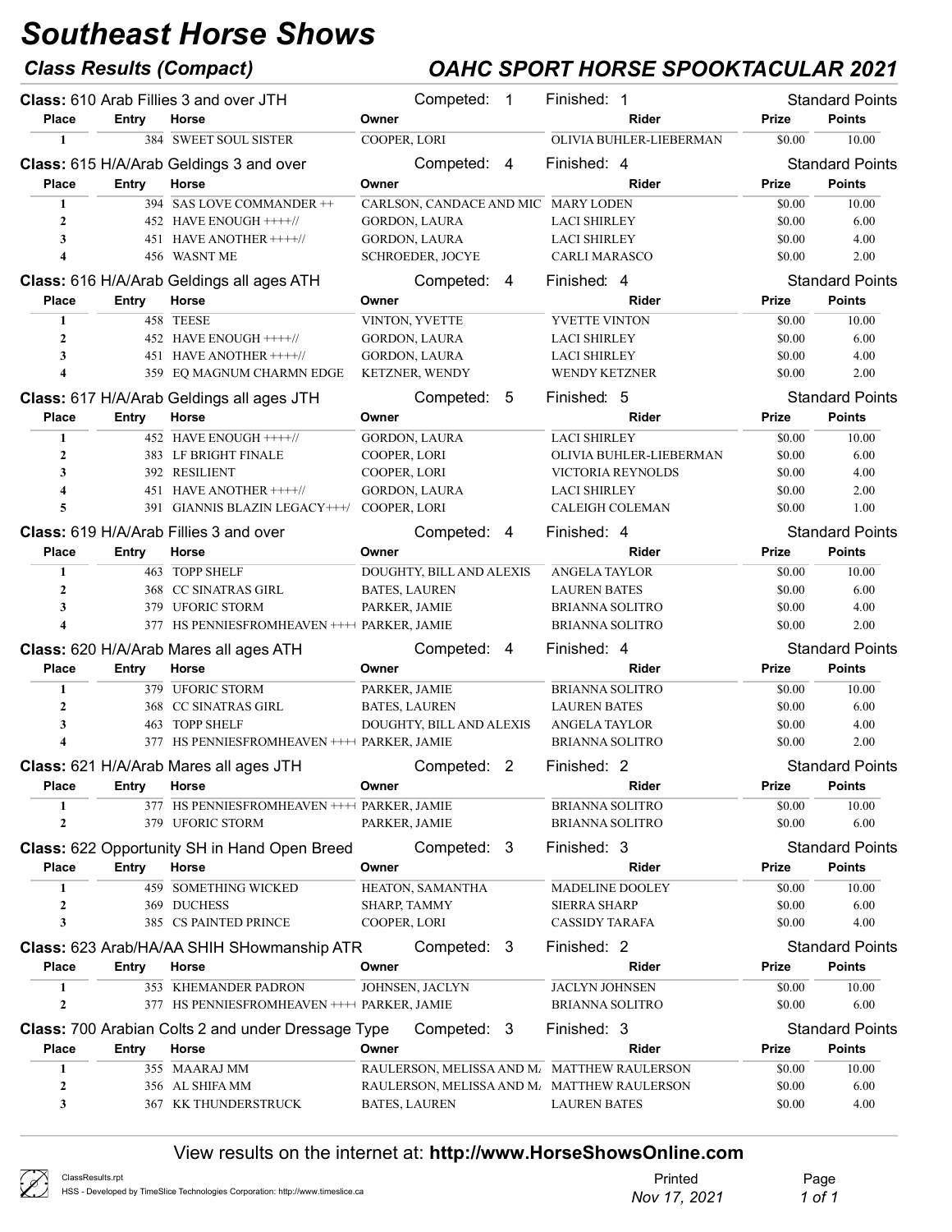# Southeast Horse Shows

## Class Results (Compact)

## OAHC SPORT HORSE SPOOKTACULAR 2021

**Class:** 610 Arab Fillies 3 and over JTH — Competed: 1 — Finished: 1 — Standard Points

| Place | Entry | Horse | Owner | Rider | Prize | Points |
|---|---|---|---|---|---|---|
| 1 | 384 | SWEET SOUL SISTER | COOPER, LORI | OLIVIA BUHLER-LIEBERMAN | $0.00 | 10.00 |

**Class:** 615 H/A/Arab Geldings 3 and over — Competed: 4 — Finished: 4 — Standard Points

| Place | Entry | Horse | Owner | Rider | Prize | Points |
|---|---|---|---|---|---|---|
| 1 | 394 | SAS LOVE COMMANDER ++ | CARLSON, CANDACE AND MIC | MARY LODEN | $0.00 | 10.00 |
| 2 | 452 | HAVE ENOUGH ++++// | GORDON, LAURA | LACI SHIRLEY | $0.00 | 6.00 |
| 3 | 451 | HAVE ANOTHER ++++// | GORDON, LAURA | LACI SHIRLEY | $0.00 | 4.00 |
| 4 | 456 | WASNT ME | SCHROEDER, JOCYE | CARLI MARASCO | $0.00 | 2.00 |

**Class:** 616 H/A/Arab Geldings all ages ATH — Competed: 4 — Finished: 4 — Standard Points

| Place | Entry | Horse | Owner | Rider | Prize | Points |
|---|---|---|---|---|---|---|
| 1 | 458 | TEESE | VINTON, YVETTE | YVETTE VINTON | $0.00 | 10.00 |
| 2 | 452 | HAVE ENOUGH ++++// | GORDON, LAURA | LACI SHIRLEY | $0.00 | 6.00 |
| 3 | 451 | HAVE ANOTHER ++++// | GORDON, LAURA | LACI SHIRLEY | $0.00 | 4.00 |
| 4 | 359 | EQ MAGNUM CHARMN EDGE | KETZNER, WENDY | WENDY KETZNER | $0.00 | 2.00 |

**Class:** 617 H/A/Arab Geldings all ages JTH — Competed: 5 — Finished: 5 — Standard Points

| Place | Entry | Horse | Owner | Rider | Prize | Points |
|---|---|---|---|---|---|---|
| 1 | 452 | HAVE ENOUGH ++++// | GORDON, LAURA | LACI SHIRLEY | $0.00 | 10.00 |
| 2 | 383 | LF BRIGHT FINALE | COOPER, LORI | OLIVIA BUHLER-LIEBERMAN | $0.00 | 6.00 |
| 3 | 392 | RESILIENT | COOPER, LORI | VICTORIA REYNOLDS | $0.00 | 4.00 |
| 4 | 451 | HAVE ANOTHER ++++// | GORDON, LAURA | LACI SHIRLEY | $0.00 | 2.00 |
| 5 | 391 | GIANNIS BLAZIN LEGACY+++/ | COOPER, LORI | CALEIGH COLEMAN | $0.00 | 1.00 |

**Class:** 619 H/A/Arab Fillies 3 and over — Competed: 4 — Finished: 4 — Standard Points

| Place | Entry | Horse | Owner | Rider | Prize | Points |
|---|---|---|---|---|---|---|
| 1 | 463 | TOPP SHELF | DOUGHTY, BILL AND ALEXIS | ANGELA TAYLOR | $0.00 | 10.00 |
| 2 | 368 | CC SINATRAS GIRL | BATES, LAUREN | LAUREN BATES | $0.00 | 6.00 |
| 3 | 379 | UFORIC STORM | PARKER, JAMIE | BRIANNA SOLITRO | $0.00 | 4.00 |
| 4 | 377 | HS PENNIESFROMHEAVEN ++++ | PARKER, JAMIE | BRIANNA SOLITRO | $0.00 | 2.00 |

**Class:** 620 H/A/Arab Mares all ages ATH — Competed: 4 — Finished: 4 — Standard Points

| Place | Entry | Horse | Owner | Rider | Prize | Points |
|---|---|---|---|---|---|---|
| 1 | 379 | UFORIC STORM | PARKER, JAMIE | BRIANNA SOLITRO | $0.00 | 10.00 |
| 2 | 368 | CC SINATRAS GIRL | BATES, LAUREN | LAUREN BATES | $0.00 | 6.00 |
| 3 | 463 | TOPP SHELF | DOUGHTY, BILL AND ALEXIS | ANGELA TAYLOR | $0.00 | 4.00 |
| 4 | 377 | HS PENNIESFROMHEAVEN ++++ | PARKER, JAMIE | BRIANNA SOLITRO | $0.00 | 2.00 |

**Class:** 621 H/A/Arab Mares all ages JTH — Competed: 2 — Finished: 2 — Standard Points

| Place | Entry | Horse | Owner | Rider | Prize | Points |
|---|---|---|---|---|---|---|
| 1 | 377 | HS PENNIESFROMHEAVEN ++++ | PARKER, JAMIE | BRIANNA SOLITRO | $0.00 | 10.00 |
| 2 | 379 | UFORIC STORM | PARKER, JAMIE | BRIANNA SOLITRO | $0.00 | 6.00 |

**Class:** 622 Opportunity SH in Hand Open Breed — Competed: 3 — Finished: 3 — Standard Points

| Place | Entry | Horse | Owner | Rider | Prize | Points |
|---|---|---|---|---|---|---|
| 1 | 459 | SOMETHING WICKED | HEATON, SAMANTHA | MADELINE DOOLEY | $0.00 | 10.00 |
| 2 | 369 | DUCHESS | SHARP, TAMMY | SIERRA SHARP | $0.00 | 6.00 |
| 3 | 385 | CS PAINTED PRINCE | COOPER, LORI | CASSIDY TARAFA | $0.00 | 4.00 |

**Class:** 623 Arab/HA/AA SHIH SHowmanship ATR — Competed: 3 — Finished: 2 — Standard Points

| Place | Entry | Horse | Owner | Rider | Prize | Points |
|---|---|---|---|---|---|---|
| 1 | 353 | KHEMANDER PADRON | JOHNSEN, JACLYN | JACLYN JOHNSEN | $0.00 | 10.00 |
| 2 | 377 | HS PENNIESFROMHEAVEN ++++ | PARKER, JAMIE | BRIANNA SOLITRO | $0.00 | 6.00 |

**Class:** 700 Arabian Colts 2 and under Dressage Type — Competed: 3 — Finished: 3 — Standard Points

| Place | Entry | Horse | Owner | Rider | Prize | Points |
|---|---|---|---|---|---|---|
| 1 | 355 | MAARAJ MM | RAULERSON, MELISSA AND MA | MATTHEW RAULERSON | $0.00 | 10.00 |
| 2 | 356 | AL SHIFA MM | RAULERSON, MELISSA AND MA | MATTHEW RAULERSON | $0.00 | 6.00 |
| 3 | 367 | KK THUNDERSTRUCK | BATES, LAUREN | LAUREN BATES | $0.00 | 4.00 |

View results on the internet at: **http://www.HorseShowsOnline.com**

ClassResults.rpt
HSS - Developed by TimeSlice Technologies Corporation: http://www.timeslice.ca

Printed *Nov 17, 2021*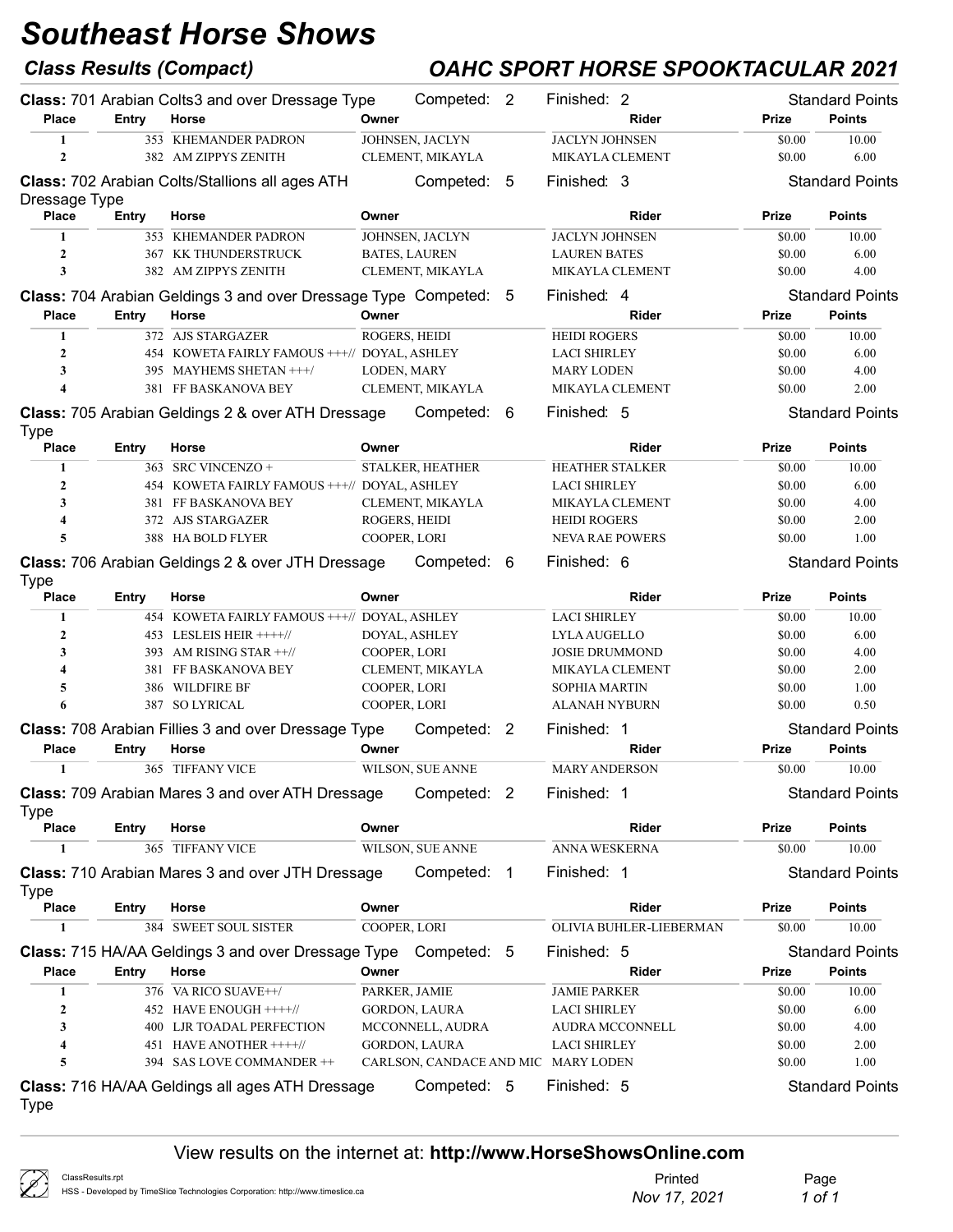# Southeast Horse Shows

## Class Results (Compact)

## OAHC SPORT HORSE SPOOKTACULAR 2021

**Class:** 701 Arabian Colts3 and over Dressage Type — Competed: 2 — Finished: 2 — Standard Points

| Place | Entry | Horse | Owner | Rider | Prize | Points |
|---|---|---|---|---|---|---|
| 1 | 353 | KHEMANDER PADRON | JOHNSEN, JACLYN | JACLYN JOHNSEN | $0.00 | 10.00 |
| 2 | 382 | AM ZIPPYS ZENITH | CLEMENT, MIKAYLA | MIKAYLA CLEMENT | $0.00 | 6.00 |

**Class:** 702 Arabian Colts/Stallions all ages ATH Dressage Type — Competed: 5 — Finished: 3 — Standard Points

| Place | Entry | Horse | Owner | Rider | Prize | Points |
|---|---|---|---|---|---|---|
| 1 | 353 | KHEMANDER PADRON | JOHNSEN, JACLYN | JACLYN JOHNSEN | $0.00 | 10.00 |
| 2 | 367 | KK THUNDERSTRUCK | BATES, LAUREN | LAUREN BATES | $0.00 | 6.00 |
| 3 | 382 | AM ZIPPYS ZENITH | CLEMENT, MIKAYLA | MIKAYLA CLEMENT | $0.00 | 4.00 |

**Class:** 704 Arabian Geldings 3 and over Dressage Type — Competed: 5 — Finished: 4 — Standard Points

| Place | Entry | Horse | Owner | Rider | Prize | Points |
|---|---|---|---|---|---|---|
| 1 | 372 | AJS STARGAZER | ROGERS, HEIDI | HEIDI ROGERS | $0.00 | 10.00 |
| 2 | 454 | KOWETA FAIRLY FAMOUS +++// | DOYAL, ASHLEY | LACI SHIRLEY | $0.00 | 6.00 |
| 3 | 395 | MAYHEMS SHETAN +++/ | LODEN, MARY | MARY LODEN | $0.00 | 4.00 |
| 4 | 381 | FF BASKANOVA BEY | CLEMENT, MIKAYLA | MIKAYLA CLEMENT | $0.00 | 2.00 |

**Class:** 705 Arabian Geldings 2 & over ATH Dressage Type — Competed: 6 — Finished: 5 — Standard Points

| Place | Entry | Horse | Owner | Rider | Prize | Points |
|---|---|---|---|---|---|---|
| 1 | 363 | SRC VINCENZO + | STALKER, HEATHER | HEATHER STALKER | $0.00 | 10.00 |
| 2 | 454 | KOWETA FAIRLY FAMOUS +++// | DOYAL, ASHLEY | LACI SHIRLEY | $0.00 | 6.00 |
| 3 | 381 | FF BASKANOVA BEY | CLEMENT, MIKAYLA | MIKAYLA CLEMENT | $0.00 | 4.00 |
| 4 | 372 | AJS STARGAZER | ROGERS, HEIDI | HEIDI ROGERS | $0.00 | 2.00 |
| 5 | 388 | HA BOLD FLYER | COOPER, LORI | NEVA RAE POWERS | $0.00 | 1.00 |

**Class:** 706 Arabian Geldings 2 & over JTH Dressage Type — Competed: 6 — Finished: 6 — Standard Points

| Place | Entry | Horse | Owner | Rider | Prize | Points |
|---|---|---|---|---|---|---|
| 1 | 454 | KOWETA FAIRLY FAMOUS +++// | DOYAL, ASHLEY | LACI SHIRLEY | $0.00 | 10.00 |
| 2 | 453 | LESLEIS HEIR ++++// | DOYAL, ASHLEY | LYLA AUGELLO | $0.00 | 6.00 |
| 3 | 393 | AM RISING STAR ++// | COOPER, LORI | JOSIE DRUMMOND | $0.00 | 4.00 |
| 4 | 381 | FF BASKANOVA BEY | CLEMENT, MIKAYLA | MIKAYLA CLEMENT | $0.00 | 2.00 |
| 5 | 386 | WILDFIRE BF | COOPER, LORI | SOPHIA MARTIN | $0.00 | 1.00 |
| 6 | 387 | SO LYRICAL | COOPER, LORI | ALANAH NYBURN | $0.00 | 0.50 |

**Class:** 708 Arabian Fillies 3 and over Dressage Type — Competed: 2 — Finished: 1 — Standard Points

| Place | Entry | Horse | Owner | Rider | Prize | Points |
|---|---|---|---|---|---|---|
| 1 | 365 | TIFFANY VICE | WILSON, SUE ANNE | MARY ANDERSON | $0.00 | 10.00 |

**Class:** 709 Arabian Mares 3 and over ATH Dressage Type — Competed: 2 — Finished: 1 — Standard Points

| Place | Entry | Horse | Owner | Rider | Prize | Points |
|---|---|---|---|---|---|---|
| 1 | 365 | TIFFANY VICE | WILSON, SUE ANNE | ANNA WESKERNA | $0.00 | 10.00 |

**Class:** 710 Arabian Mares 3 and over JTH Dressage Type — Competed: 1 — Finished: 1 — Standard Points

| Place | Entry | Horse | Owner | Rider | Prize | Points |
|---|---|---|---|---|---|---|
| 1 | 384 | SWEET SOUL SISTER | COOPER, LORI | OLIVIA BUHLER-LIEBERMAN | $0.00 | 10.00 |

**Class:** 715 HA/AA Geldings 3 and over Dressage Type — Competed: 5 — Finished: 5 — Standard Points

| Place | Entry | Horse | Owner | Rider | Prize | Points |
|---|---|---|---|---|---|---|
| 1 | 376 | VA RICO SUAVE++/ | PARKER, JAMIE | JAMIE PARKER | $0.00 | 10.00 |
| 2 | 452 | HAVE ENOUGH ++++// | GORDON, LAURA | LACI SHIRLEY | $0.00 | 6.00 |
| 3 | 400 | LJR TOADAL PERFECTION | MCCONNELL, AUDRA | AUDRA MCCONNELL | $0.00 | 4.00 |
| 4 | 451 | HAVE ANOTHER ++++// | GORDON, LAURA | LACI SHIRLEY | $0.00 | 2.00 |
| 5 | 394 | SAS LOVE COMMANDER ++ | CARLSON, CANDACE AND MIC | MARY LODEN | $0.00 | 1.00 |

**Class:** 716 HA/AA Geldings all ages ATH Dressage Type — Competed: 5 — Finished: 5 — Standard Points

View results on the internet at: **http://www.HorseShowsOnline.com**

ClassResults.rpt
HSS - Developed by TimeSlice Technologies Corporation: http://www.timeslice.ca

Printed *Nov 17, 2021*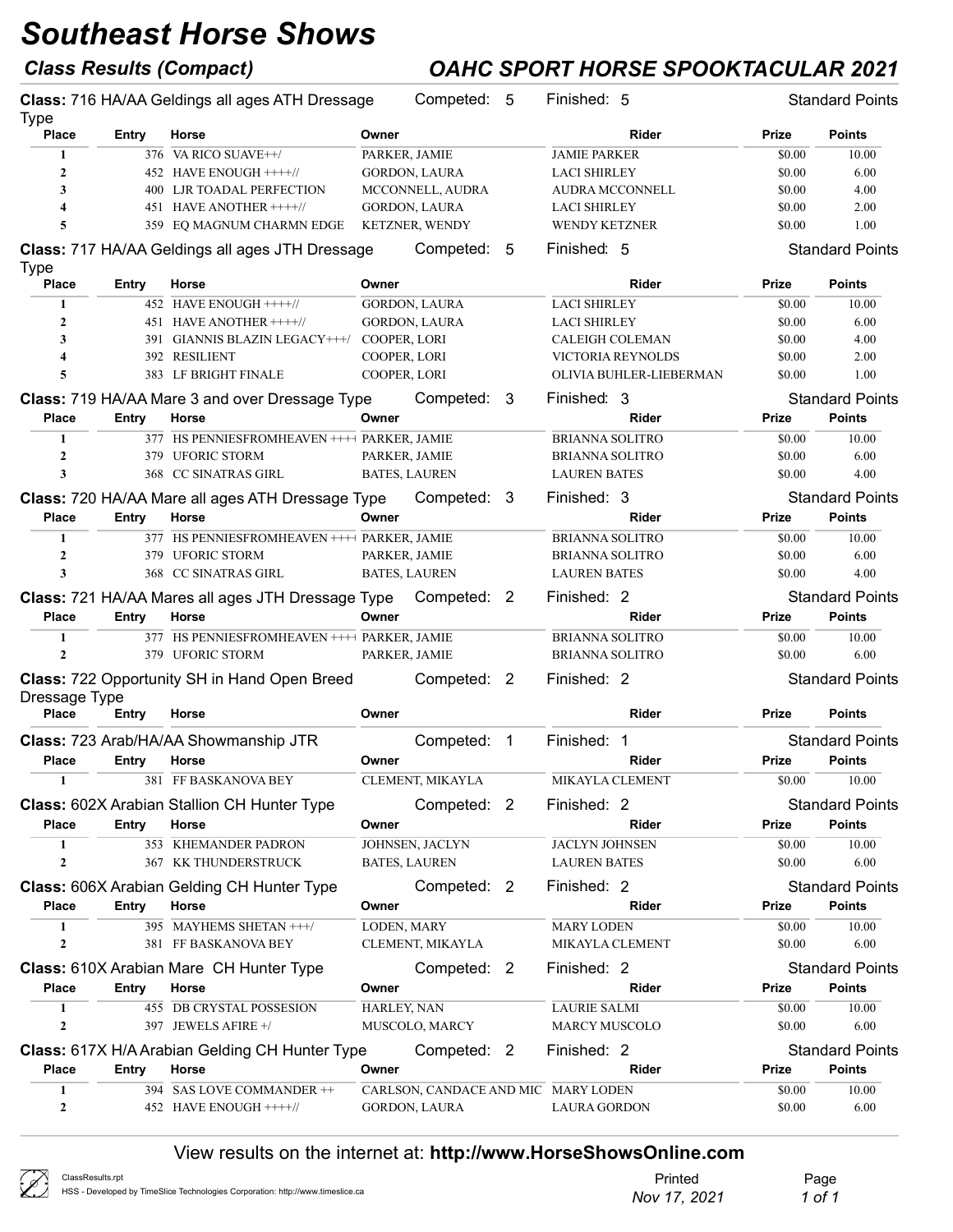# Southeast Horse Shows

## Class Results (Compact)

## OAHC SPORT HORSE SPOOKTACULAR 2021

**Class:** 716 HA/AA Geldings all ages ATH Dressage Type — Competed: 5 — Finished: 5 — Standard Points

| Place | Entry | Horse | Owner | Rider | Prize | Points |
|---|---|---|---|---|---|---|
| 1 | 376 | VA RICO SUAVE++/ | PARKER, JAMIE | JAMIE PARKER | $0.00 | 10.00 |
| 2 | 452 | HAVE ENOUGH ++++// | GORDON, LAURA | LACI SHIRLEY | $0.00 | 6.00 |
| 3 | 400 | LJR TOADAL PERFECTION | MCCONNELL, AUDRA | AUDRA MCCONNELL | $0.00 | 4.00 |
| 4 | 451 | HAVE ANOTHER ++++// | GORDON, LAURA | LACI SHIRLEY | $0.00 | 2.00 |
| 5 | 359 | EQ MAGNUM CHARMN EDGE | KETZNER, WENDY | WENDY KETZNER | $0.00 | 1.00 |

**Class:** 717 HA/AA Geldings all ages JTH Dressage Type — Competed: 5 — Finished: 5 — Standard Points

| Place | Entry | Horse | Owner | Rider | Prize | Points |
|---|---|---|---|---|---|---|
| 1 | 452 | HAVE ENOUGH ++++// | GORDON, LAURA | LACI SHIRLEY | $0.00 | 10.00 |
| 2 | 451 | HAVE ANOTHER ++++// | GORDON, LAURA | LACI SHIRLEY | $0.00 | 6.00 |
| 3 | 391 | GIANNIS BLAZIN LEGACY+++/ | COOPER, LORI | CALEIGH COLEMAN | $0.00 | 4.00 |
| 4 | 392 | RESILIENT | COOPER, LORI | VICTORIA REYNOLDS | $0.00 | 2.00 |
| 5 | 383 | LF BRIGHT FINALE | COOPER, LORI | OLIVIA BUHLER-LIEBERMAN | $0.00 | 1.00 |

**Class:** 719 HA/AA Mare 3 and over Dressage Type — Competed: 3 — Finished: 3 — Standard Points

| Place | Entry | Horse | Owner | Rider | Prize | Points |
|---|---|---|---|---|---|---|
| 1 | 377 | HS PENNIESFROMHEAVEN ++++ | PARKER, JAMIE | BRIANNA SOLITRO | $0.00 | 10.00 |
| 2 | 379 | UFORIC STORM | PARKER, JAMIE | BRIANNA SOLITRO | $0.00 | 6.00 |
| 3 | 368 | CC SINATRAS GIRL | BATES, LAUREN | LAUREN BATES | $0.00 | 4.00 |

**Class:** 720 HA/AA Mare all ages ATH Dressage Type — Competed: 3 — Finished: 3 — Standard Points

| Place | Entry | Horse | Owner | Rider | Prize | Points |
|---|---|---|---|---|---|---|
| 1 | 377 | HS PENNIESFROMHEAVEN ++++ | PARKER, JAMIE | BRIANNA SOLITRO | $0.00 | 10.00 |
| 2 | 379 | UFORIC STORM | PARKER, JAMIE | BRIANNA SOLITRO | $0.00 | 6.00 |
| 3 | 368 | CC SINATRAS GIRL | BATES, LAUREN | LAUREN BATES | $0.00 | 4.00 |

**Class:** 721 HA/AA Mares all ages JTH Dressage Type — Competed: 2 — Finished: 2 — Standard Points

| Place | Entry | Horse | Owner | Rider | Prize | Points |
|---|---|---|---|---|---|---|
| 1 | 377 | HS PENNIESFROMHEAVEN ++++ | PARKER, JAMIE | BRIANNA SOLITRO | $0.00 | 10.00 |
| 2 | 379 | UFORIC STORM | PARKER, JAMIE | BRIANNA SOLITRO | $0.00 | 6.00 |

**Class:** 722 Opportunity SH in Hand Open Breed Dressage Type — Competed: 2 — Finished: 2 — Standard Points

| Place | Entry | Horse | Owner | Rider | Prize | Points |
|---|---|---|---|---|---|---|

**Class:** 723 Arab/HA/AA Showmanship JTR — Competed: 1 — Finished: 1 — Standard Points

| Place | Entry | Horse | Owner | Rider | Prize | Points |
|---|---|---|---|---|---|---|
| 1 | 381 | FF BASKANOVA BEY | CLEMENT, MIKAYLA | MIKAYLA CLEMENT | $0.00 | 10.00 |

**Class:** 602X Arabian Stallion CH Hunter Type — Competed: 2 — Finished: 2 — Standard Points

| Place | Entry | Horse | Owner | Rider | Prize | Points |
|---|---|---|---|---|---|---|
| 1 | 353 | KHEMANDER PADRON | JOHNSEN, JACLYN | JACLYN JOHNSEN | $0.00 | 10.00 |
| 2 | 367 | KK THUNDERSTRUCK | BATES, LAUREN | LAUREN BATES | $0.00 | 6.00 |

**Class:** 606X Arabian Gelding CH Hunter Type — Competed: 2 — Finished: 2 — Standard Points

| Place | Entry | Horse | Owner | Rider | Prize | Points |
|---|---|---|---|---|---|---|
| 1 | 395 | MAYHEMS SHETAN +++/ | LODEN, MARY | MARY LODEN | $0.00 | 10.00 |
| 2 | 381 | FF BASKANOVA BEY | CLEMENT, MIKAYLA | MIKAYLA CLEMENT | $0.00 | 6.00 |

**Class:** 610X Arabian Mare CH Hunter Type — Competed: 2 — Finished: 2 — Standard Points

| Place | Entry | Horse | Owner | Rider | Prize | Points |
|---|---|---|---|---|---|---|
| 1 | 455 | DB CRYSTAL POSSESION | HARLEY, NAN | LAURIE SALMI | $0.00 | 10.00 |
| 2 | 397 | JEWELS AFIRE +/ | MUSCOLO, MARCY | MARCY MUSCOLO | $0.00 | 6.00 |

**Class:** 617X H/A Arabian Gelding CH Hunter Type — Competed: 2 — Finished: 2 — Standard Points

| Place | Entry | Horse | Owner | Rider | Prize | Points |
|---|---|---|---|---|---|---|
| 1 | 394 | SAS LOVE COMMANDER ++ | CARLSON, CANDACE AND MIC | MARY LODEN | $0.00 | 10.00 |
| 2 | 452 | HAVE ENOUGH ++++// | GORDON, LAURA | LAURA GORDON | $0.00 | 6.00 |

View results on the internet at: **http://www.HorseShowsOnline.com**

ClassResults.rpt
HSS - Developed by TimeSlice Technologies Corporation: http://www.timeslice.ca

Printed *Nov 17, 2021*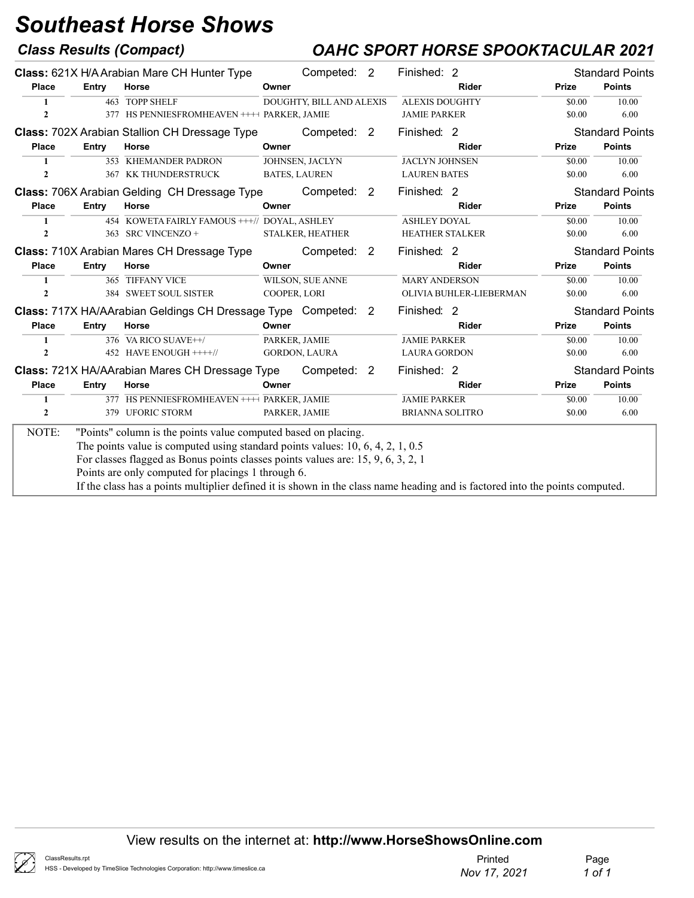# Southeast Horse Shows

## Class Results (Compact)

## OAHC SPORT HORSE SPOOKTACULAR 2021

**Class:** 621X H/A Arabian Mare CH Hunter Type — Competed: 2 — Finished: 2 — Standard Points

| Place | Entry | Horse | Owner | Rider | Prize | Points |
|---|---|---|---|---|---|---|
| 1 | 463 | TOPP SHELF | DOUGHTY, BILL AND ALEXIS | ALEXIS DOUGHTY | $0.00 | 10.00 |
| 2 | 377 | HS PENNIESFROMHEAVEN ++++ | PARKER, JAMIE | JAMIE PARKER | $0.00 | 6.00 |

**Class:** 702X Arabian Stallion CH Dressage Type — Competed: 2 — Finished: 2 — Standard Points

| Place | Entry | Horse | Owner | Rider | Prize | Points |
|---|---|---|---|---|---|---|
| 1 | 353 | KHEMANDER PADRON | JOHNSEN, JACLYN | JACLYN JOHNSEN | $0.00 | 10.00 |
| 2 | 367 | KK THUNDERSTRUCK | BATES, LAUREN | LAUREN BATES | $0.00 | 6.00 |

**Class:** 706X Arabian Gelding CH Dressage Type — Competed: 2 — Finished: 2 — Standard Points

| Place | Entry | Horse | Owner | Rider | Prize | Points |
|---|---|---|---|---|---|---|
| 1 | 454 | KOWETA FAIRLY FAMOUS +++// | DOYAL, ASHLEY | ASHLEY DOYAL | $0.00 | 10.00 |
| 2 | 363 | SRC VINCENZO + | STALKER, HEATHER | HEATHER STALKER | $0.00 | 6.00 |

**Class:** 710X Arabian Mares CH Dressage Type — Competed: 2 — Finished: 2 — Standard Points

| Place | Entry | Horse | Owner | Rider | Prize | Points |
|---|---|---|---|---|---|---|
| 1 | 365 | TIFFANY VICE | WILSON, SUE ANNE | MARY ANDERSON | $0.00 | 10.00 |
| 2 | 384 | SWEET SOUL SISTER | COOPER, LORI | OLIVIA BUHLER-LIEBERMAN | $0.00 | 6.00 |

**Class:** 717X HA/AArabian Geldings CH Dressage Type — Competed: 2 — Finished: 2 — Standard Points

| Place | Entry | Horse | Owner | Rider | Prize | Points |
|---|---|---|---|---|---|---|
| 1 | 376 | VA RICO SUAVE++/ | PARKER, JAMIE | JAMIE PARKER | $0.00 | 10.00 |
| 2 | 452 | HAVE ENOUGH ++++// | GORDON, LAURA | LAURA GORDON | $0.00 | 6.00 |

**Class:** 721X HA/AArabian Mares CH Dressage Type — Competed: 2 — Finished: 2 — Standard Points

| Place | Entry | Horse | Owner | Rider | Prize | Points |
|---|---|---|---|---|---|---|
| 1 | 377 | HS PENNIESFROMHEAVEN ++++ | PARKER, JAMIE | JAMIE PARKER | $0.00 | 10.00 |
| 2 | 379 | UFORIC STORM | PARKER, JAMIE | BRIANNA SOLITRO | $0.00 | 6.00 |

NOTE: "Points" column is the points value computed based on placing.
The points value is computed using standard points values: 10, 6, 4, 2, 1, 0.5
For classes flagged as Bonus points classes points values are: 15, 9, 6, 3, 2, 1
Points are only computed for placings 1 through 6.
If the class has a points multiplier defined it is shown in the class name heading and is factored into the points computed.

View results on the internet at: **http://www.HorseShowsOnline.com**

ClassResults.rpt
HSS - Developed by TimeSlice Technologies Corporation: http://www.timeslice.ca

Printed Nov 17, 2021